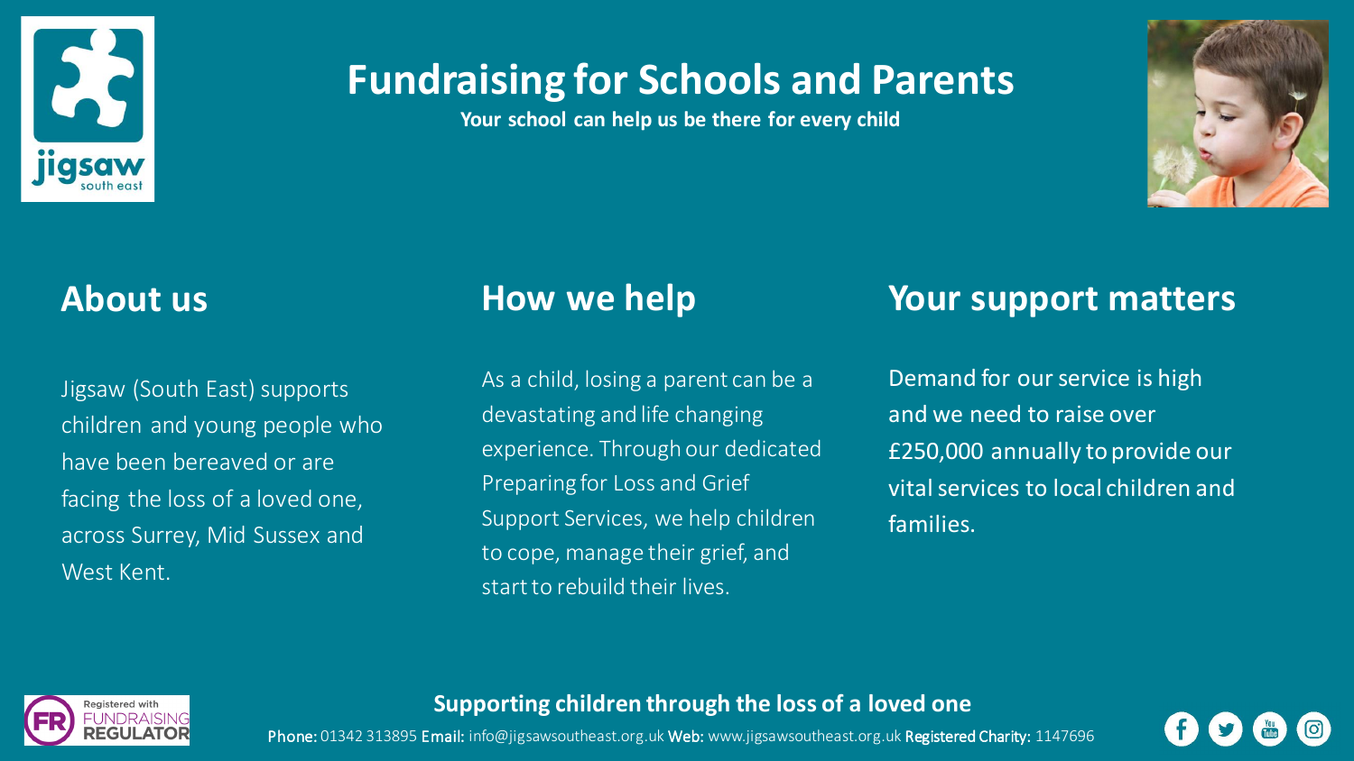# Fundraising for Schools and Parents

**Your school can help us be there for every child**

## About us

Jigsaw (South East) supports children and young people who have been bereaved or are facing the loss of a loved one, across Surrey, Mid Sussex and West Kent.

## How we help

As a child, losing a parent can be a devastating and life changing experience. Through our dedicated Preparing for Loss and Grief Support Services, we help children to cope, manage their grief, and start to rebuild their lives.

## Your support matters

Demand for our service is high and we need to raise over £250,000 annually to provide our vital services to local children and families.

**Supporting children through the loss of a loved one**

**Phone:** 01342 313895 **Email:** info@jigsawsoutheast.org.uk **Web:** www.jigsawsoutheast.org.uk **Registered Charity:** 1147696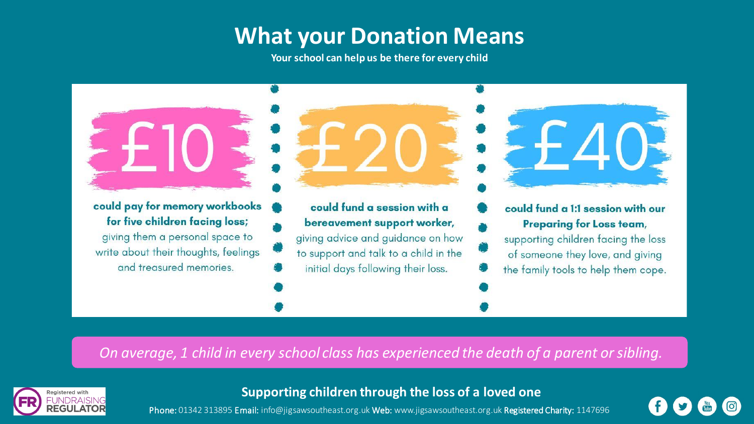# What your Donation Means

**Your school can help us be there for every child**

## £10

**could pay for memory workbooks for five children facing loss;** giving them a personal space to write about their thoughts, feelings and treasured memories.

## £20

**could fund a session with a bereavement support worker,** giving advice and guidance on how to support and talk to a child in the initial days following their loss.

## £40

**could fund a 1:1 session with our Preparing for Loss team,** supporting children facing the loss of someone they love, and giving the family tools to help them cope.

*On average, 1 child in every school class has experienced the death of a parent or sibling.*

Registered with FUNDRAISING REGULATOR

**Supporting children through the loss of a loved one**

Phone: 01342 313895 Email: info@jigsawsoutheast.org.uk Web: www.jigsawsoutheast.org.uk Registered Charity: 1147696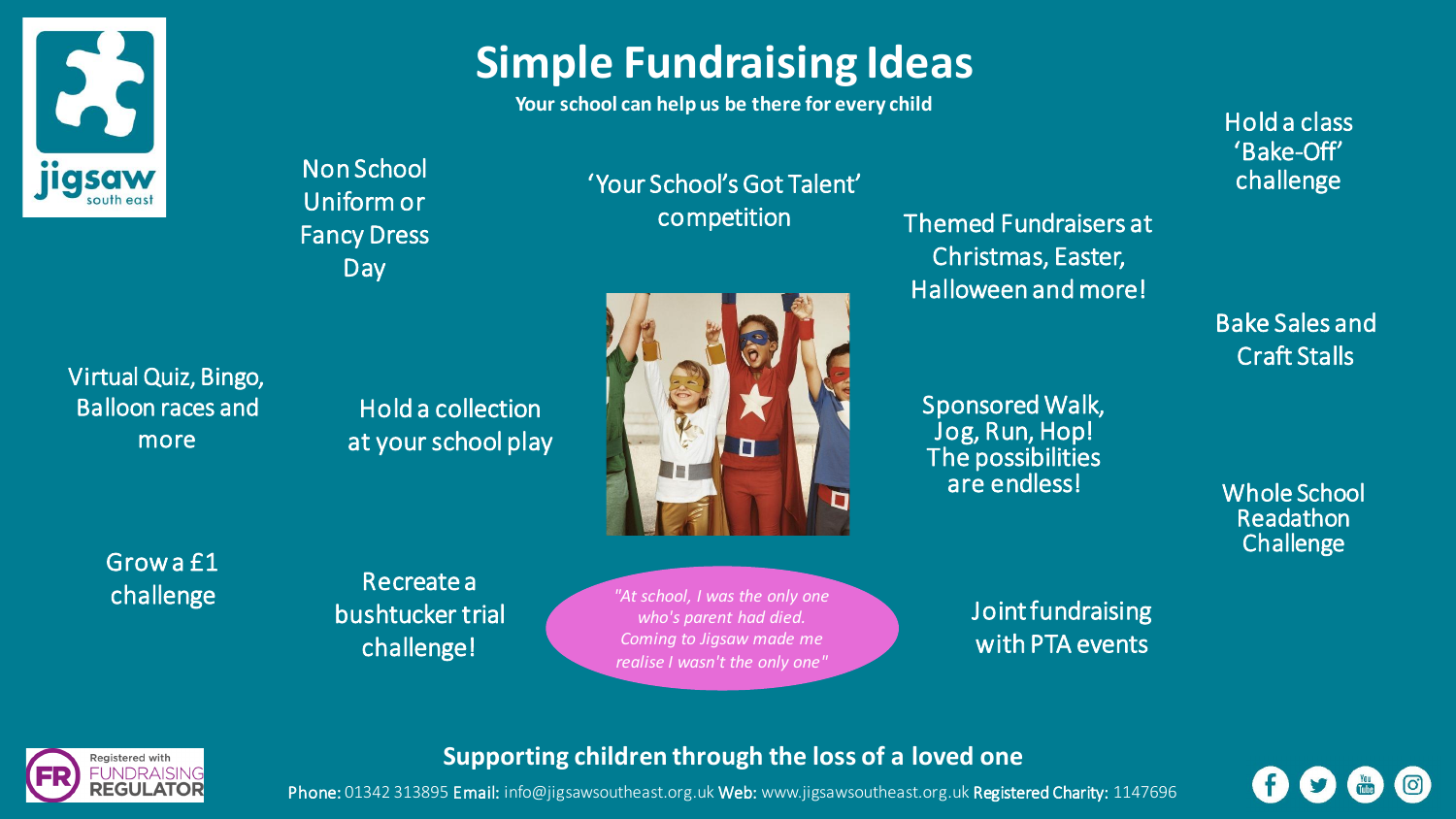# Simple Fundraising Ideas

**Your school can help us be there for every child**

- Non School Uniform or Fancy Dress Day
- 'Your School's Got Talent' competition
- Themed Fundraisers at Christmas, Easter, Halloween and more!
- Hold a class 'Bake-Off' challenge
- Bake Sales and Craft Stalls
- Virtual Quiz, Bingo, Balloon races and more
- Hold a collection at your school play
- Sponsored Walk, Jog, Run, Hop! The possibilities are endless!
- Whole School Readathon Challenge
- Grow a £1 challenge
- Recreate a bushtucker trial challenge!
- Joint fundraising with PTA events

*"At school, I was the only one who's parent had died. Coming to Jigsaw made me realise I wasn't the only one"*

**Supporting children through the loss of a loved one**

**Phone:** 01342 313895 **Email:** info@jigsawsoutheast.org.uk **Web:** www.jigsawsoutheast.org.uk **Registered Charity:** 1147696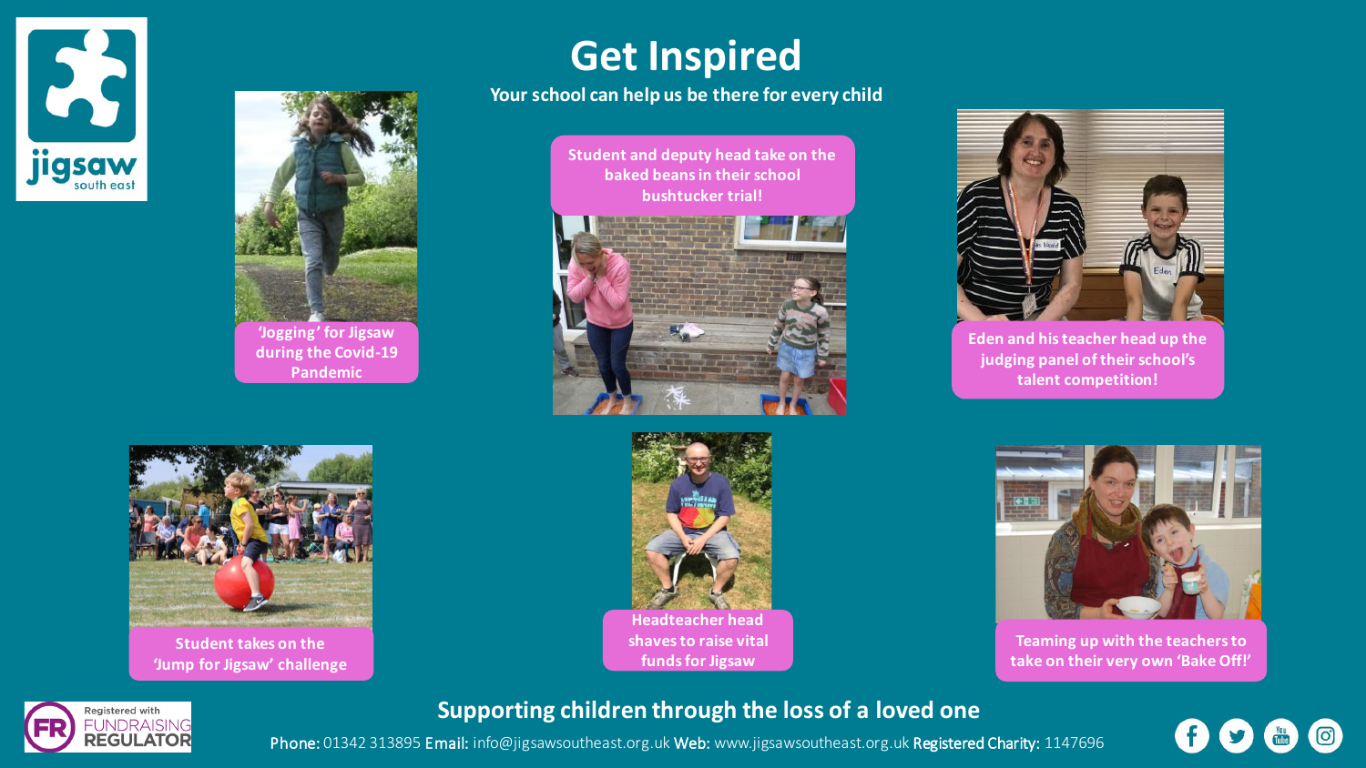# Get Inspired

**Your school can help us be there for every child**

**'Jogging' for Jigsaw during the Covid-19 Pandemic**

**Student and deputy head take on the baked beans in their school bushtucker trial!**

**Eden and his teacher head up the judging panel of their school's talent competition!**

**Student takes on the 'Jump for Jigsaw' challenge**

**Headteacher head shaves to raise vital funds for Jigsaw**

**Teaming up with the teachers to take on their very own 'Bake Off!'**

**Supporting children through the loss of a loved one**

Phone: 01342 313895 Email: info@jigsawsoutheast.org.uk Web: www.jigsawsoutheast.org.uk Registered Charity: 1147696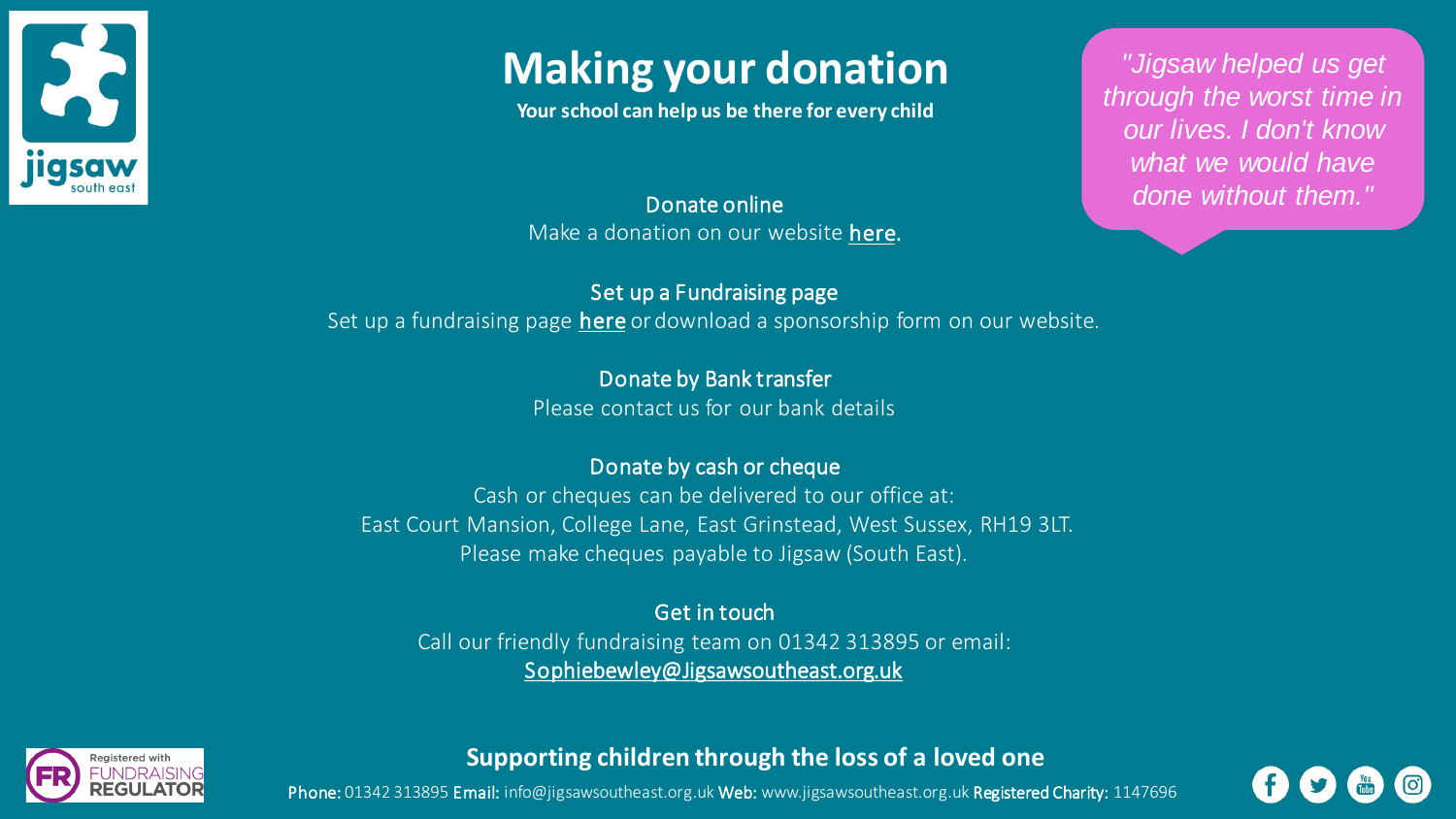# Making your donation

**Your school can help us be there for every child**

*"Jigsaw helped us get through the worst time in our lives. I don't know what we would have done without them."*

### Donate online

Make a donation on our website here.

### Set up a Fundraising page

Set up a fundraising page here or download a sponsorship form on our website.

### Donate by Bank transfer

Please contact us for our bank details

### Donate by cash or cheque

Cash or cheques can be delivered to our office at:
East Court Mansion, College Lane, East Grinstead, West Sussex, RH19 3LT.
Please make cheques payable to Jigsaw (South East).

### Get in touch

Call our friendly fundraising team on 01342 313895 or email:
Sophiebewley@Jigsawsoutheast.org.uk

**Supporting children through the loss of a loved one**

**Phone:** 01342 313895 **Email:** info@jigsawsoutheast.org.uk **Web:** www.jigsawsoutheast.org.uk **Registered Charity:** 1147696